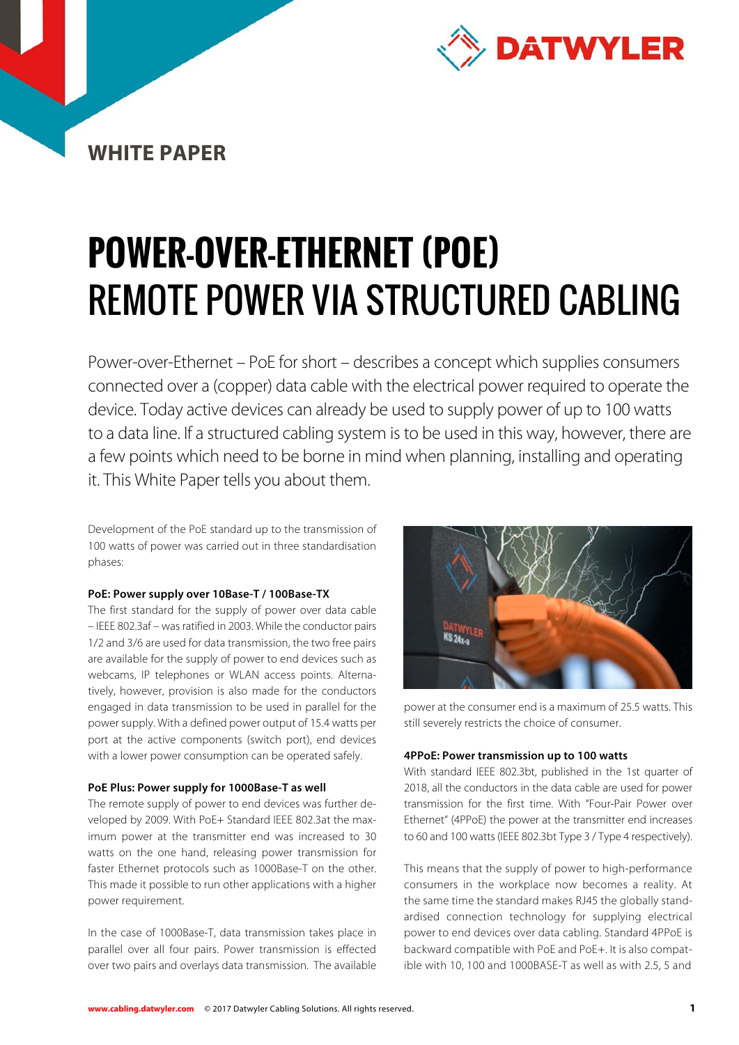**WHITE PAPER**

# POWER-OVER-ETHERNET (POE)
# REMOTE POWER VIA STRUCTURED CABLING

Power-over-Ethernet – PoE for short – describes a concept which supplies consumers connected over a (copper) data cable with the electrical power required to operate the device. Today active devices can already be used to supply power of up to 100 watts to a data line. If a structured cabling system is to be used in this way, however, there are a few points which need to be borne in mind when planning, installing and operating it. This White Paper tells you about them.

Development of the PoE standard up to the transmission of 100 watts of power was carried out in three standardisation phases:

### PoE: Power supply over 10Base-T / 100Base-TX

The first standard for the supply of power over data cable – IEEE 802.3af – was ratified in 2003. While the conductor pairs 1/2 and 3/6 are used for data transmission, the two free pairs are available for the supply of power to end devices such as webcams, IP telephones or WLAN access points. Alternatively, however, provision is also made for the conductors engaged in data transmission to be used in parallel for the power supply. With a defined power output of 15.4 watts per port at the active components (switch port), end devices with a lower power consumption can be operated safely.

### PoE Plus: Power supply for 1000Base-T as well

The remote supply of power to end devices was further developed by 2009. With PoE+ Standard IEEE 802.3at the maximum power at the transmitter end was increased to 30 watts on the one hand, releasing power transmission for faster Ethernet protocols such as 1000Base-T on the other. This made it possible to run other applications with a higher power requirement.

In the case of 1000Base-T, data transmission takes place in parallel over all four pairs. Power transmission is effected over two pairs and overlays data transmission. The available power at the consumer end is a maximum of 25.5 watts. This still severely restricts the choice of consumer.

### 4PPoE: Power transmission up to 100 watts

With standard IEEE 802.3bt, published in the 1st quarter of 2018, all the conductors in the data cable are used for power transmission for the first time. With "Four-Pair Power over Ethernet" (4PPoE) the power at the transmitter end increases to 60 and 100 watts (IEEE 802.3bt Type 3 / Type 4 respectively).

This means that the supply of power to high-performance consumers in the workplace now becomes a reality. At the same time the standard makes RJ45 the globally standardised connection technology for supplying electrical power to end devices over data cabling. Standard 4PPoE is backward compatible with PoE and PoE+. It is also compatible with 10, 100 and 1000BASE-T as well as with 2.5, 5 and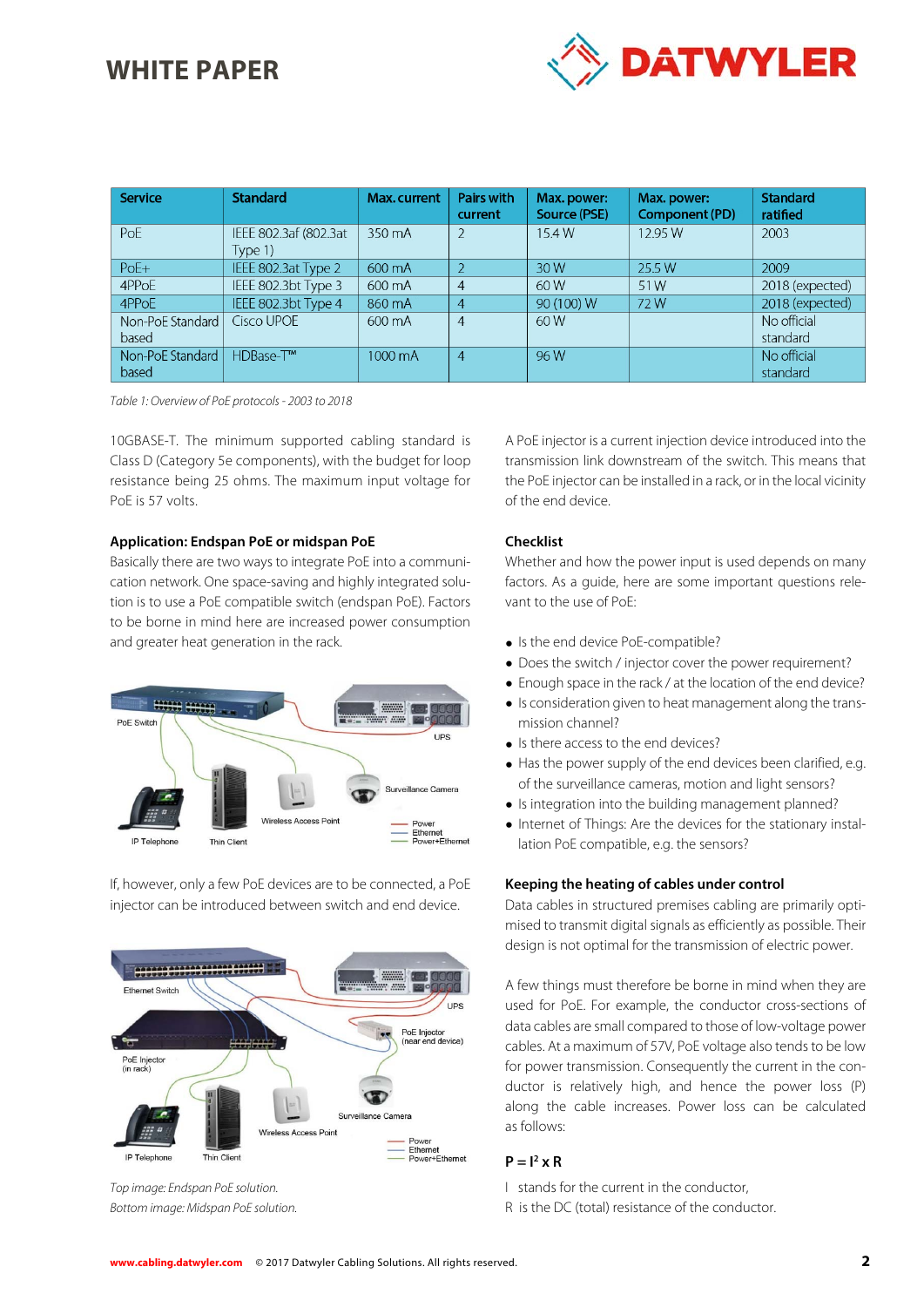| Service | Standard | Max. current | Pairs with current | Max. power: Source (PSE) | Max. power: Component (PD) | Standard ratified |
|---|---|---|---|---|---|---|
| PoE | IEEE 802.3af (802.3at Type 1) | 350 mA | 2 | 15.4 W | 12.95 W | 2003 |
| PoE+ | IEEE 802.3at Type 2 | 600 mA | 2 | 30 W | 25.5 W | 2009 |
| 4PPoE | IEEE 802.3bt Type 3 | 600 mA | 4 | 60 W | 51 W | 2018 (expected) |
| 4PPoE | IEEE 802.3bt Type 4 | 860 mA | 4 | 90 (100) W | 72 W | 2018 (expected) |
| Non-PoE Standard based | Cisco UPOE | 600 mA | 4 | 60 W | | No official standard |
| Non-PoE Standard based | HDBase-T™ | 1000 mA | 4 | 96 W | | No official standard |

*Table 1: Overview of PoE protocols - 2003 to 2018*

10GBASE-T. The minimum supported cabling standard is Class D (Category 5e components), with the budget for loop resistance being 25 ohms. The maximum input voltage for PoE is 57 volts.

### Application: Endspan PoE or midspan PoE

Basically there are two ways to integrate PoE into a communication network. One space-saving and highly integrated solution is to use a PoE compatible switch (endspan PoE). Factors to be borne in mind here are increased power consumption and greater heat generation in the rack.

PoE Switch
UPS
Surveillance Camera
Wireless Access Point
IP Telephone
Thin Client
Power
Ethernet
Power+Ethernet

If, however, only a few PoE devices are to be connected, a PoE injector can be introduced between switch and end device.

Ethernet Switch
UPS
PoE Injector (near end device)
PoE Injector (in rack)
Surveillance Camera
Wireless Access Point
IP Telephone
Thin Client
Power
Ethernet
Power+Ethernet

*Top image: Endspan PoE solution.*
*Bottom image: Midspan PoE solution.*

A PoE injector is a current injection device introduced into the transmission link downstream of the switch. This means that the PoE injector can be installed in a rack, or in the local vicinity of the end device.

### Checklist

Whether and how the power input is used depends on many factors. As a guide, here are some important questions relevant to the use of PoE:

- Is the end device PoE-compatible?
- Does the switch / injector cover the power requirement?
- Enough space in the rack / at the location of the end device?
- Is consideration given to heat management along the transmission channel?
- Is there access to the end devices?
- Has the power supply of the end devices been clarified, e.g. of the surveillance cameras, motion and light sensors?
- Is integration into the building management planned?
- Internet of Things: Are the devices for the stationary installation PoE compatible, e.g. the sensors?

### Keeping the heating of cables under control

Data cables in structured premises cabling are primarily optimised to transmit digital signals as efficiently as possible. Their design is not optimal for the transmission of electric power.

A few things must therefore be borne in mind when they are used for PoE. For example, the conductor cross-sections of data cables are small compared to those of low-voltage power cables. At a maximum of 57V, PoE voltage also tends to be low for power transmission. Consequently the current in the conductor is relatively high, and hence the power loss (P) along the cable increases. Power loss can be calculated as follows:

$$P = I^2 \times R$$

I stands for the current in the conductor,
R is the DC (total) resistance of the conductor.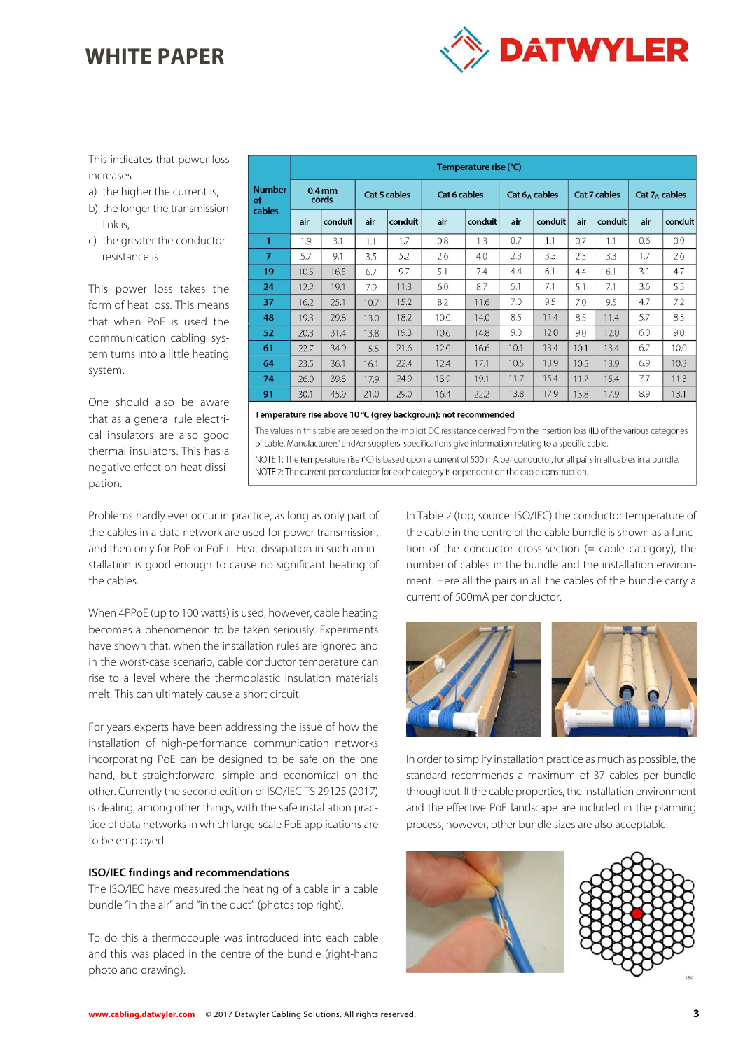This indicates that power loss increases

a) the higher the current is,
b) the longer the transmission link is,
c) the greater the conductor resistance is.

This power loss takes the form of heat loss. This means that when PoE is used the communication cabling system turns into a little heating system.

One should also be aware that as a general rule electrical insulators are also good thermal insulators. This has a negative effect on heat dissipation.

| Number of cables | Temperature rise (°C) | | | | | | | | | | | |
|---|---|---|---|---|---|---|---|---|---|---|---|---|
| | 0.4 mm cords | | Cat 5 cables | | Cat 6 cables | | Cat 6A cables | | Cat 7 cables | | Cat 7A cables | |
| | air | conduit | air | conduit | air | conduit | air | conduit | air | conduit | air | conduit |
| **1** | 1.9 | 3.1 | 1.1 | 1.7 | 0.8 | 1.3 | 0.7 | 1.1 | 0.7 | 1.1 | 0.6 | 0.9 |
| **7** | 5.7 | 9.1 | 3.5 | 5.2 | 2.6 | 4.0 | 2.3 | 3.3 | 2.3 | 3.3 | 1.7 | 2.6 |
| **19** | 10.5 | 16.5 | 6.7 | 9.7 | 5.1 | 7.4 | 4.4 | 6.1 | 4.4 | 6.1 | 3.1 | 4.7 |
| **24** | 12.2 | 19.1 | 7.9 | 11.3 | 6.0 | 8.7 | 5.1 | 7.1 | 5.1 | 7.1 | 3.6 | 5.5 |
| **37** | 16.2 | 25.1 | 10.7 | 15.2 | 8.2 | 11.6 | 7.0 | 9.5 | 7.0 | 9.5 | 4.7 | 7.2 |
| **48** | 19.3 | 29.8 | 13.0 | 18.2 | 10.0 | 14.0 | 8.5 | 11.4 | 8.5 | 11.4 | 5.7 | 8.5 |
| **52** | 20.3 | 31.4 | 13.8 | 19.3 | 10.6 | 14.8 | 9.0 | 12.0 | 9.0 | 12.0 | 6.0 | 9.0 |
| **61** | 22.7 | 34.9 | 15.5 | 21.6 | 12.0 | 16.6 | 10.1 | 13.4 | 10.1 | 13.4 | 6.7 | 10.0 |
| **64** | 23.5 | 36.1 | 16.1 | 22.4 | 12.4 | 17.1 | 10.5 | 13.9 | 10.5 | 13.9 | 6.9 | 10.3 |
| **74** | 26.0 | 39.8 | 17.9 | 24.9 | 13.9 | 19.1 | 11.7 | 15.4 | 11.7 | 15.4 | 7.7 | 11.3 |
| **91** | 30.1 | 45.9 | 21.0 | 29.0 | 16.4 | 22.2 | 13.8 | 17.9 | 13.8 | 17.9 | 8.9 | 13.1 |

**Temperature rise above 10 °C (grey backgroun): not recommended**

The values in this table are based on the implicit DC resistance derived from the insertion loss (IL) of the various categories of cable. Manufacturers' and/or suppliers' specifications give information relating to a specific cable.

NOTE 1: The temperature rise (°C) is based upon a current of 500 mA per conductor, for all pairs in all cables in a bundle.
NOTE 2: The current per conductor for each category is dependent on the cable construction.

Problems hardly ever occur in practice, as long as only part of the cables in a data network are used for power transmission, and then only for PoE or PoE+. Heat dissipation in such an installation is good enough to cause no significant heating of the cables.

When 4PPoE (up to 100 watts) is used, however, cable heating becomes a phenomenon to be taken seriously. Experiments have shown that, when the installation rules are ignored and in the worst-case scenario, cable conductor temperature can rise to a level where the thermoplastic insulation materials melt. This can ultimately cause a short circuit.

For years experts have been addressing the issue of how the installation of high-performance communication networks incorporating PoE can be designed to be safe on the one hand, but straightforward, simple and economical on the other. Currently the second edition of ISO/IEC TS 29125 (2017) is dealing, among other things, with the safe installation practice of data networks in which large-scale PoE applications are to be employed.

### ISO/IEC findings and recommendations

The ISO/IEC have measured the heating of a cable in a cable bundle "in the air" and "in the duct" (photos top right).

To do this a thermocouple was introduced into each cable and this was placed in the centre of the bundle (right-hand photo and drawing).

In Table 2 (top, source: ISO/IEC) the conductor temperature of the cable in the centre of the cable bundle is shown as a function of the conductor cross-section (= cable category), the number of cables in the bundle and the installation environment. Here all the pairs in all the cables of the bundle carry a current of 500mA per conductor.

In order to simplify installation practice as much as possible, the standard recommends a maximum of 37 cables per bundle throughout. If the cable properties, the installation environment and the effective PoE landscape are included in the planning process, however, other bundle sizes are also acceptable.

IEC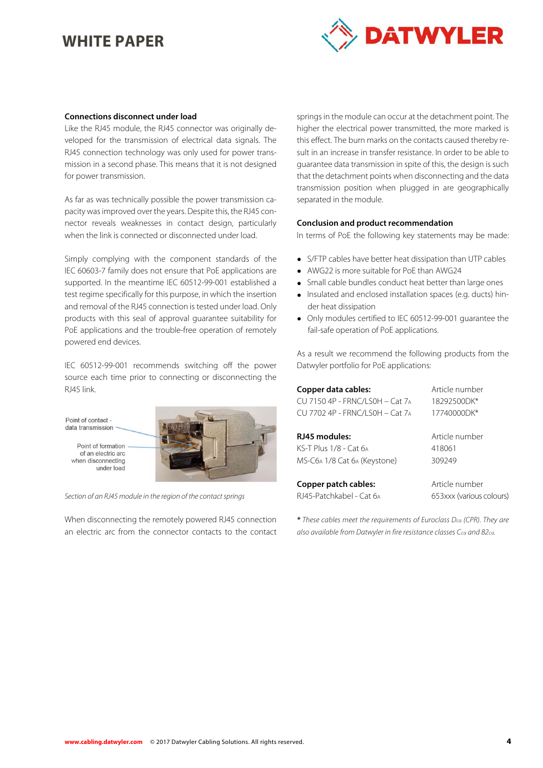### Connections disconnect under load

Like the RJ45 module, the RJ45 connector was originally developed for the transmission of electrical data signals. The RJ45 connection technology was only used for power transmission in a second phase. This means that it is not designed for power transmission.

As far as was technically possible the power transmission capacity was improved over the years. Despite this, the RJ45 connector reveals weaknesses in contact design, particularly when the link is connected or disconnected under load.

Simply complying with the component standards of the IEC 60603-7 family does not ensure that PoE applications are supported. In the meantime IEC 60512-99-001 established a test regime specifically for this purpose, in which the insertion and removal of the RJ45 connection is tested under load. Only products with this seal of approval guarantee suitability for PoE applications and the trouble-free operation of remotely powered end devices.

IEC 60512-99-001 recommends switching off the power source each time prior to connecting or disconnecting the RJ45 link.

Point of contact - data transmission

Point of formation of an electric arc when disconnecting under load

*Section of an RJ45 module in the region of the contact springs*

When disconnecting the remotely powered RJ45 connection an electric arc from the connector contacts to the contact springs in the module can occur at the detachment point. The higher the electrical power transmitted, the more marked is this effect. The burn marks on the contacts caused thereby result in an increase in transfer resistance. In order to be able to guarantee data transmission in spite of this, the design is such that the detachment points when disconnecting and the data transmission position when plugged in are geographically separated in the module.

### Conclusion and product recommendation

In terms of PoE the following key statements may be made:

- S/FTP cables have better heat dissipation than UTP cables
- AWG22 is more suitable for PoE than AWG24
- Small cable bundles conduct heat better than large ones
- Insulated and enclosed installation spaces (e.g. ducts) hinder heat dissipation
- Only modules certified to IEC 60512-99-001 guarantee the fail-safe operation of PoE applications.

As a result we recommend the following products from the Datwyler portfolio for PoE applications:

| **Copper data cables:** | Article number |
|---|---|
| CU 7150 4P - FRNC/LS0H – Cat 7A | 18292500DK* |
| CU 7702 4P - FRNC/LS0H – Cat 7A | 17740000DK* |

| **RJ45 modules:** | Article number |
|---|---|
| KS-T Plus 1/8 - Cat 6A | 418061 |
| MS-C6A 1/8 Cat 6A (Keystone) | 309249 |

| **Copper patch cables:** | Article number |
|---|---|
| RJ45-Patchkabel - Cat 6A | 653xxx (various colours) |

**\*** *These cables meet the requirements of Euroclass Dca (CPR). They are also available from Datwyler in fire resistance classes Cca and B2ca.*